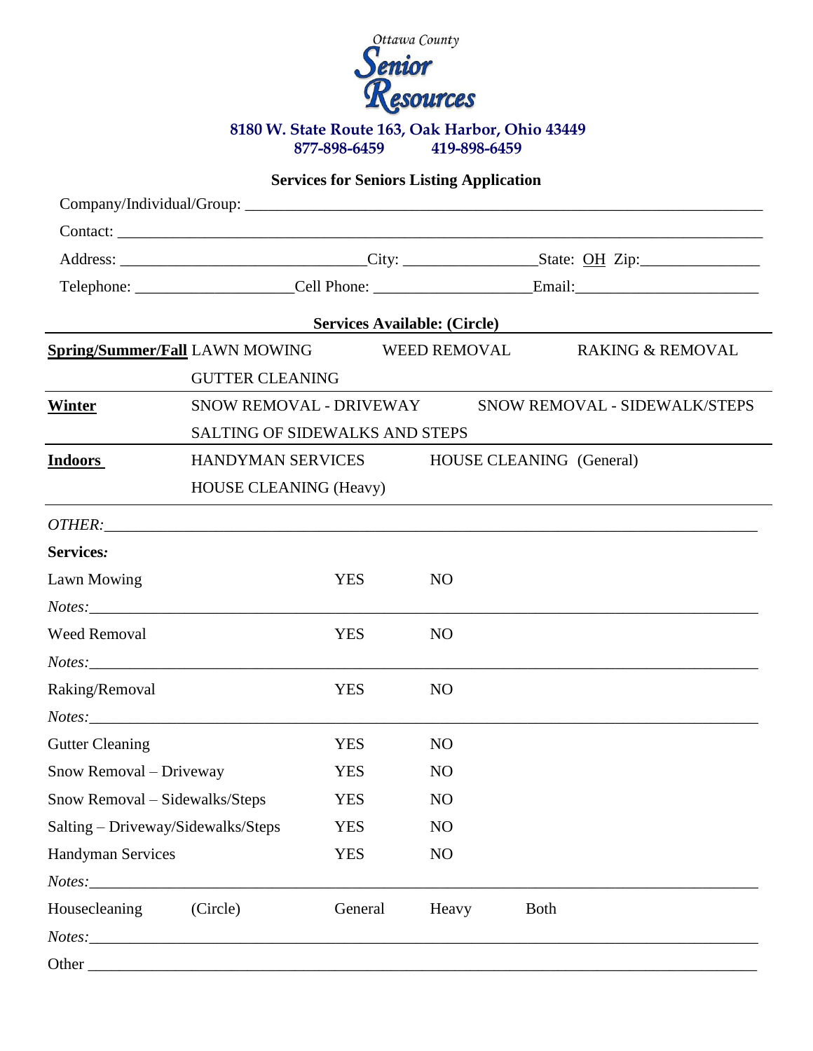Ottawa County

# Senior Resources

**8180 W. State Route 163, Oak Harbor, Ohio 43449**
**877-898-6459     419-898-6459**

## Services for Seniors Listing Application

Company/Individual/Group: ______________________________________________

Contact: ______________________________________________

Address: ______________________ City: ______________ State: OH Zip: ____________

Telephone: ________________ Cell Phone: ________________ Email: __________________

**Services Available: (Circle)**

| | | | |
|---|---|---|---|
| **Spring/Summer/Fall** | LAWN MOWING | WEED REMOVAL | RAKING & REMOVAL |
| | GUTTER CLEANING | | |
| **Winter** | SNOW REMOVAL - DRIVEWAY | SNOW REMOVAL - SIDEWALK/STEPS | |
| | SALTING OF SIDEWALKS AND STEPS | | |
| **Indoors** | HANDYMAN SERVICES | HOUSE CLEANING (General) | |
| | HOUSE CLEANING (Heavy) | | |

*OTHER:* ______________________________________________

**Services:**

Lawn Mowing     YES     NO

*Notes:* ______________________________________________

Weed Removal     YES     NO

*Notes:* ______________________________________________

Raking/Removal     YES     NO

*Notes:* ______________________________________________

Gutter Cleaning     YES     NO

Snow Removal – Driveway     YES     NO

Snow Removal – Sidewalks/Steps     YES     NO

Salting – Driveway/Sidewalks/Steps     YES     NO

Handyman Services     YES     NO

*Notes:* ______________________________________________

Housecleaning     (Circle)     General     Heavy     Both

*Notes:* ______________________________________________

Other ______________________________________________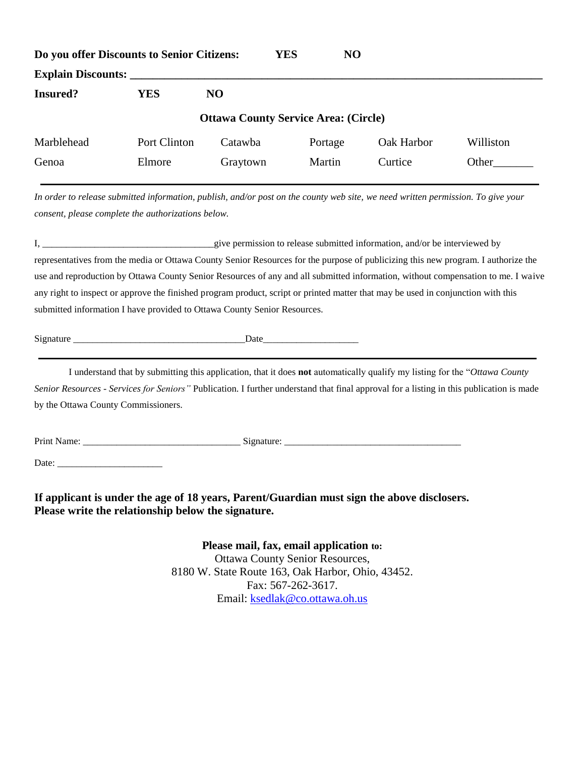**Do you offer Discounts to Senior Citizens: YES NO**

**Explain Discounts: ________________________________________________________________________**

**Insured? YES NO**

**Ottawa County Service Area: (Circle)**

| | | | | | |
|---|---|---|---|---|---|
| Marblehead | Port Clinton | Catawba | Portage | Oak Harbor | Williston |
| Genoa | Elmore | Graytown | Martin | Curtice | Other_______ |

---

*In order to release submitted information, publish, and/or post on the county web site, we need written permission. To give your consent, please complete the authorizations below.*

I, ____________________________________give permission to release submitted information, and/or be interviewed by representatives from the media or Ottawa County Senior Resources for the purpose of publicizing this new program. I authorize the use and reproduction by Ottawa County Senior Resources of any and all submitted information, without compensation to me. I waive any right to inspect or approve the finished program product, script or printed matter that may be used in conjunction with this submitted information I have provided to Ottawa County Senior Resources.

Signature ____________________________________Date____________________

---

I understand that by submitting this application, that it does **not** automatically qualify my listing for the "*Ottawa County Senior Resources - Services for Seniors"* Publication. I further understand that final approval for a listing in this publication is made by the Ottawa County Commissioners.

Print Name: ________________________________ Signature: ____________________________________

Date: ______________________

**If applicant is under the age of 18 years, Parent/Guardian must sign the above disclosers. Please write the relationship below the signature.**

**Please mail, fax, email application to:**
Ottawa County Senior Resources,
8180 W. State Route 163, Oak Harbor, Ohio, 43452.
Fax: 567-262-3617.
Email: ksedlak@co.ottawa.oh.us